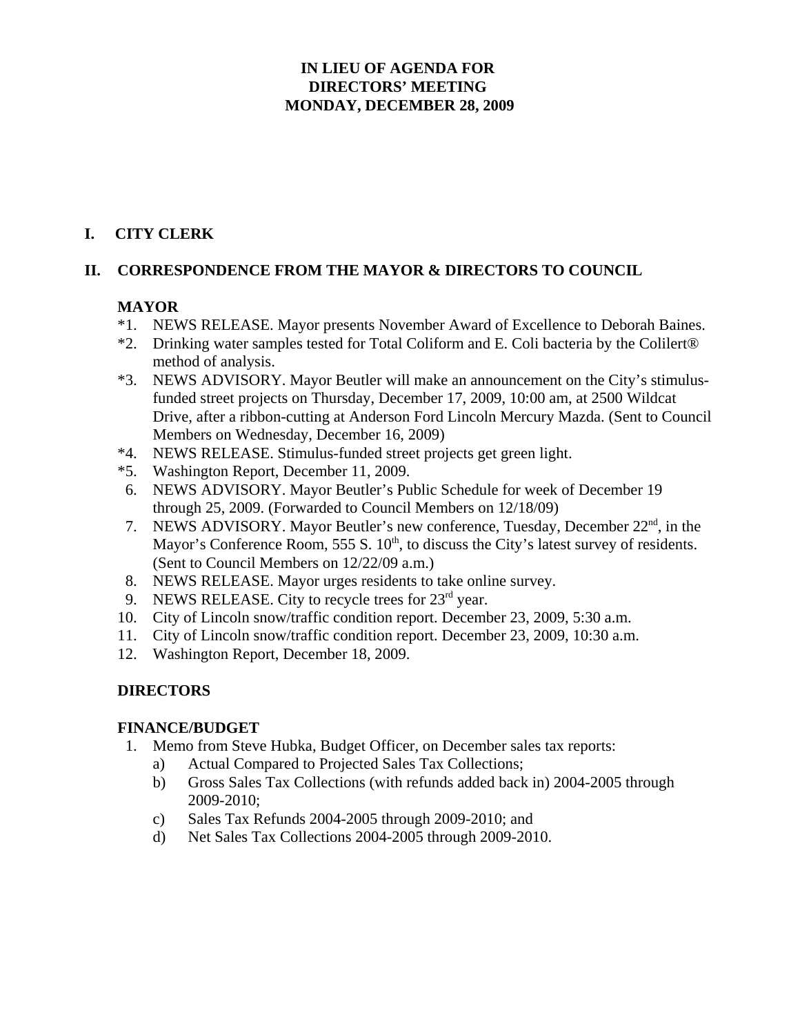# IN LIEU OF AGENDA FOR DIRECTORS' MEETING MONDAY, DECEMBER 28, 2009

## I. CITY CLERK

## II. CORRESPONDENCE FROM THE MAYOR & DIRECTORS TO COUNCIL

### MAYOR

*1. NEWS RELEASE. Mayor presents November Award of Excellence to Deborah Baines.

*2. Drinking water samples tested for Total Coliform and E. Coli bacteria by the Colilert® method of analysis.

*3. NEWS ADVISORY. Mayor Beutler will make an announcement on the City's stimulus-funded street projects on Thursday, December 17, 2009, 10:00 am, at 2500 Wildcat Drive, after a ribbon-cutting at Anderson Ford Lincoln Mercury Mazda. (Sent to Council Members on Wednesday, December 16, 2009)

*4. NEWS RELEASE. Stimulus-funded street projects get green light.

*5. Washington Report, December 11, 2009.

6. NEWS ADVISORY. Mayor Beutler's Public Schedule for week of December 19 through 25, 2009. (Forwarded to Council Members on 12/18/09)

7. NEWS ADVISORY. Mayor Beutler's new conference, Tuesday, December 22nd, in the Mayor's Conference Room, 555 S. 10th, to discuss the City's latest survey of residents. (Sent to Council Members on 12/22/09 a.m.)

8. NEWS RELEASE. Mayor urges residents to take online survey.

9. NEWS RELEASE. City to recycle trees for 23rd year.

10. City of Lincoln snow/traffic condition report. December 23, 2009, 5:30 a.m.

11. City of Lincoln snow/traffic condition report. December 23, 2009, 10:30 a.m.

12. Washington Report, December 18, 2009.

### DIRECTORS

### FINANCE/BUDGET

1. Memo from Steve Hubka, Budget Officer, on December sales tax reports:
   a) Actual Compared to Projected Sales Tax Collections;
   b) Gross Sales Tax Collections (with refunds added back in) 2004-2005 through 2009-2010;
   c) Sales Tax Refunds 2004-2005 through 2009-2010; and
   d) Net Sales Tax Collections 2004-2005 through 2009-2010.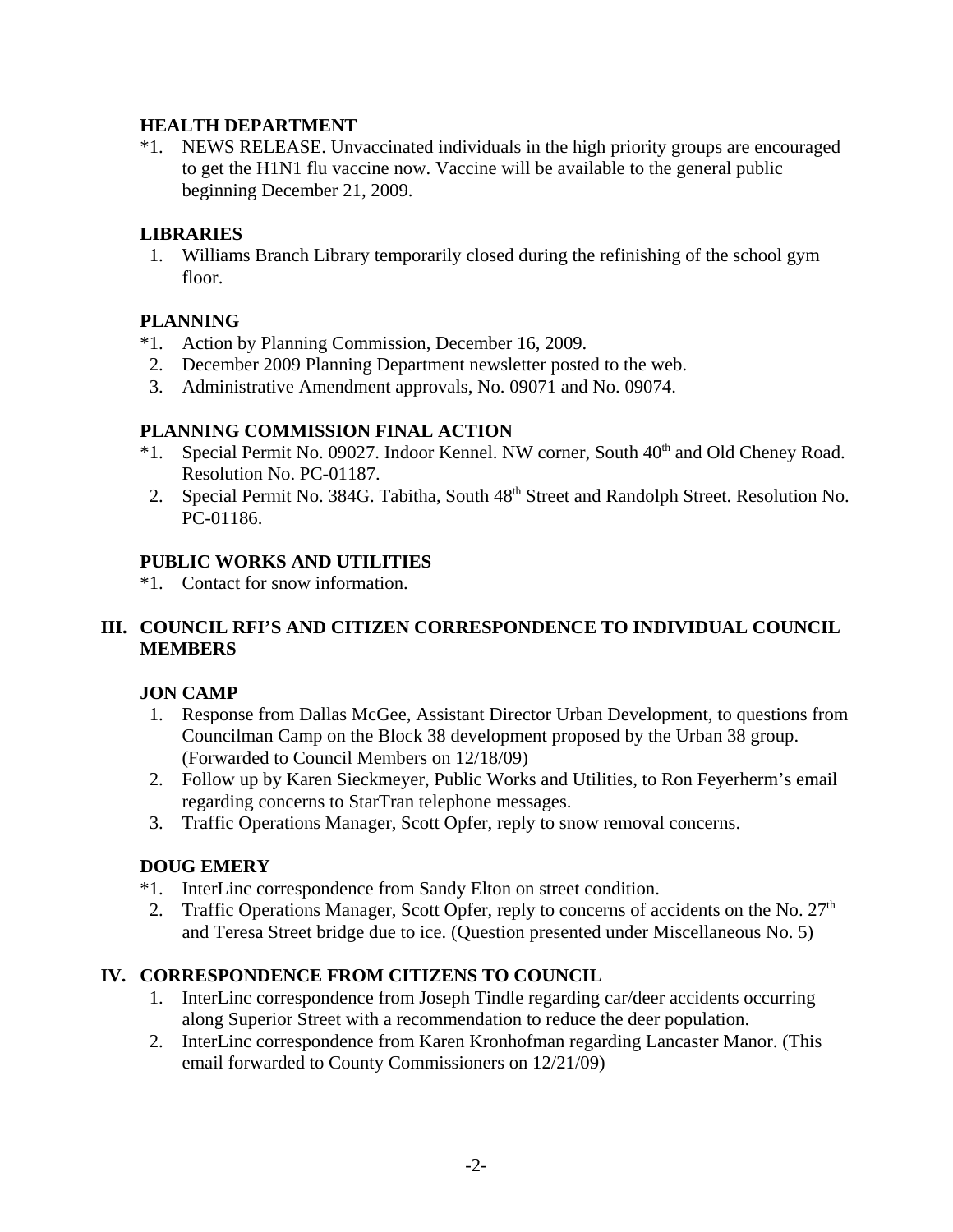### HEALTH DEPARTMENT

*1. NEWS RELEASE. Unvaccinated individuals in the high priority groups are encouraged to get the H1N1 flu vaccine now. Vaccine will be available to the general public beginning December 21, 2009.

### LIBRARIES

1. Williams Branch Library temporarily closed during the refinishing of the school gym floor.

### PLANNING

*1. Action by Planning Commission, December 16, 2009.
2. December 2009 Planning Department newsletter posted to the web.
3. Administrative Amendment approvals, No. 09071 and No. 09074.

### PLANNING COMMISSION FINAL ACTION

*1. Special Permit No. 09027. Indoor Kennel. NW corner, South 40th and Old Cheney Road. Resolution No. PC-01187.
2. Special Permit No. 384G. Tabitha, South 48th Street and Randolph Street. Resolution No. PC-01186.

### PUBLIC WORKS AND UTILITIES

*1. Contact for snow information.

## III. COUNCIL RFI'S AND CITIZEN CORRESPONDENCE TO INDIVIDUAL COUNCIL MEMBERS

### JON CAMP

1. Response from Dallas McGee, Assistant Director Urban Development, to questions from Councilman Camp on the Block 38 development proposed by the Urban 38 group. (Forwarded to Council Members on 12/18/09)
2. Follow up by Karen Sieckmeyer, Public Works and Utilities, to Ron Feyerherm's email regarding concerns to StarTran telephone messages.
3. Traffic Operations Manager, Scott Opfer, reply to snow removal concerns.

### DOUG EMERY

*1. InterLinc correspondence from Sandy Elton on street condition.
2. Traffic Operations Manager, Scott Opfer, reply to concerns of accidents on the No. 27th and Teresa Street bridge due to ice. (Question presented under Miscellaneous No. 5)

## IV. CORRESPONDENCE FROM CITIZENS TO COUNCIL

1. InterLinc correspondence from Joseph Tindle regarding car/deer accidents occurring along Superior Street with a recommendation to reduce the deer population.
2. InterLinc correspondence from Karen Kronhofman regarding Lancaster Manor. (This email forwarded to County Commissioners on 12/21/09)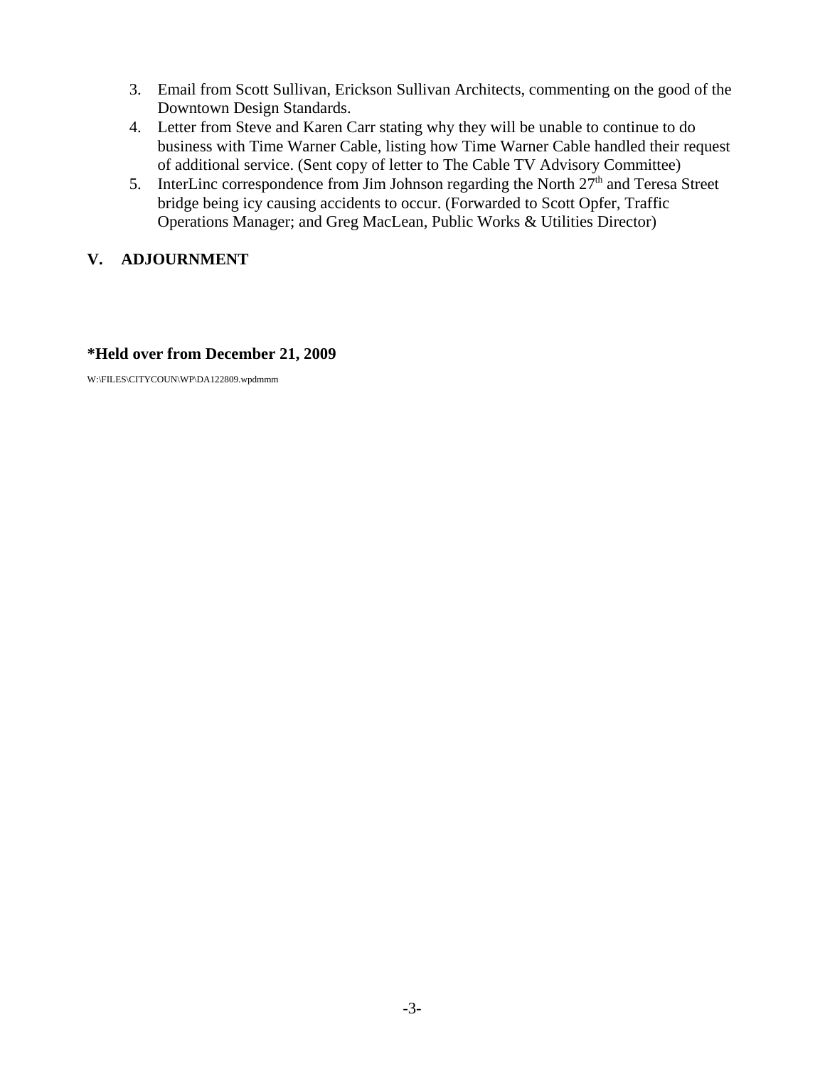3. Email from Scott Sullivan, Erickson Sullivan Architects, commenting on the good of the Downtown Design Standards.
4. Letter from Steve and Karen Carr stating why they will be unable to continue to do business with Time Warner Cable, listing how Time Warner Cable handled their request of additional service. (Sent copy of letter to The Cable TV Advisory Committee)
5. InterLinc correspondence from Jim Johnson regarding the North 27th and Teresa Street bridge being icy causing accidents to occur. (Forwarded to Scott Opfer, Traffic Operations Manager; and Greg MacLean, Public Works & Utilities Director)

## V. ADJOURNMENT

**\*Held over from December 21, 2009**

W:\FILES\CITYCOUN\WP\DA122809.wpdmmm